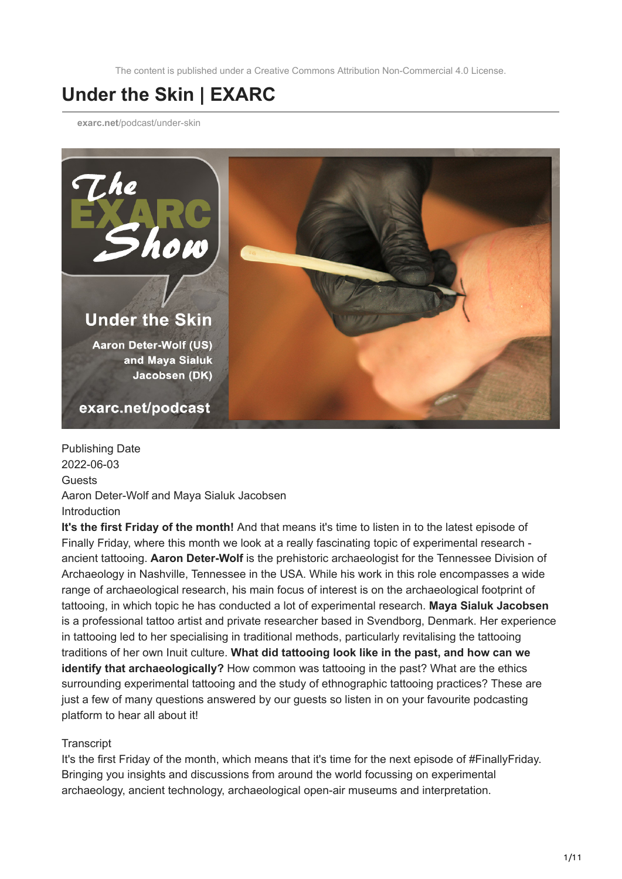The content is published under a Creative Commons Attribution Non-Commercial 4.0 License.

# Under the Skin | EXARC

exarc.net/podcast/under-skin

Publishing Date
2022-06-03
Guests
Aaron Deter-Wolf and Maya Sialuk Jacobsen
Introduction

**It's the first Friday of the month!** And that means it's time to listen in to the latest episode of Finally Friday, where this month we look at a really fascinating topic of experimental research - ancient tattooing. **Aaron Deter-Wolf** is the prehistoric archaeologist for the Tennessee Division of Archaeology in Nashville, Tennessee in the USA. While his work in this role encompasses a wide range of archaeological research, his main focus of interest is on the archaeological footprint of tattooing, in which topic he has conducted a lot of experimental research. **Maya Sialuk Jacobsen** is a professional tattoo artist and private researcher based in Svendborg, Denmark. Her experience in tattooing led to her specialising in traditional methods, particularly revitalising the tattooing traditions of her own Inuit culture. **What did tattooing look like in the past, and how can we identify that archaeologically?** How common was tattooing in the past? What are the ethics surrounding experimental tattooing and the study of ethnographic tattooing practices? These are just a few of many questions answered by our guests so listen in on your favourite podcasting platform to hear all about it!

Transcript

It's the first Friday of the month, which means that it's time for the next episode of #FinallyFriday. Bringing you insights and discussions from around the world focussing on experimental archaeology, ancient technology, archaeological open-air museums and interpretation.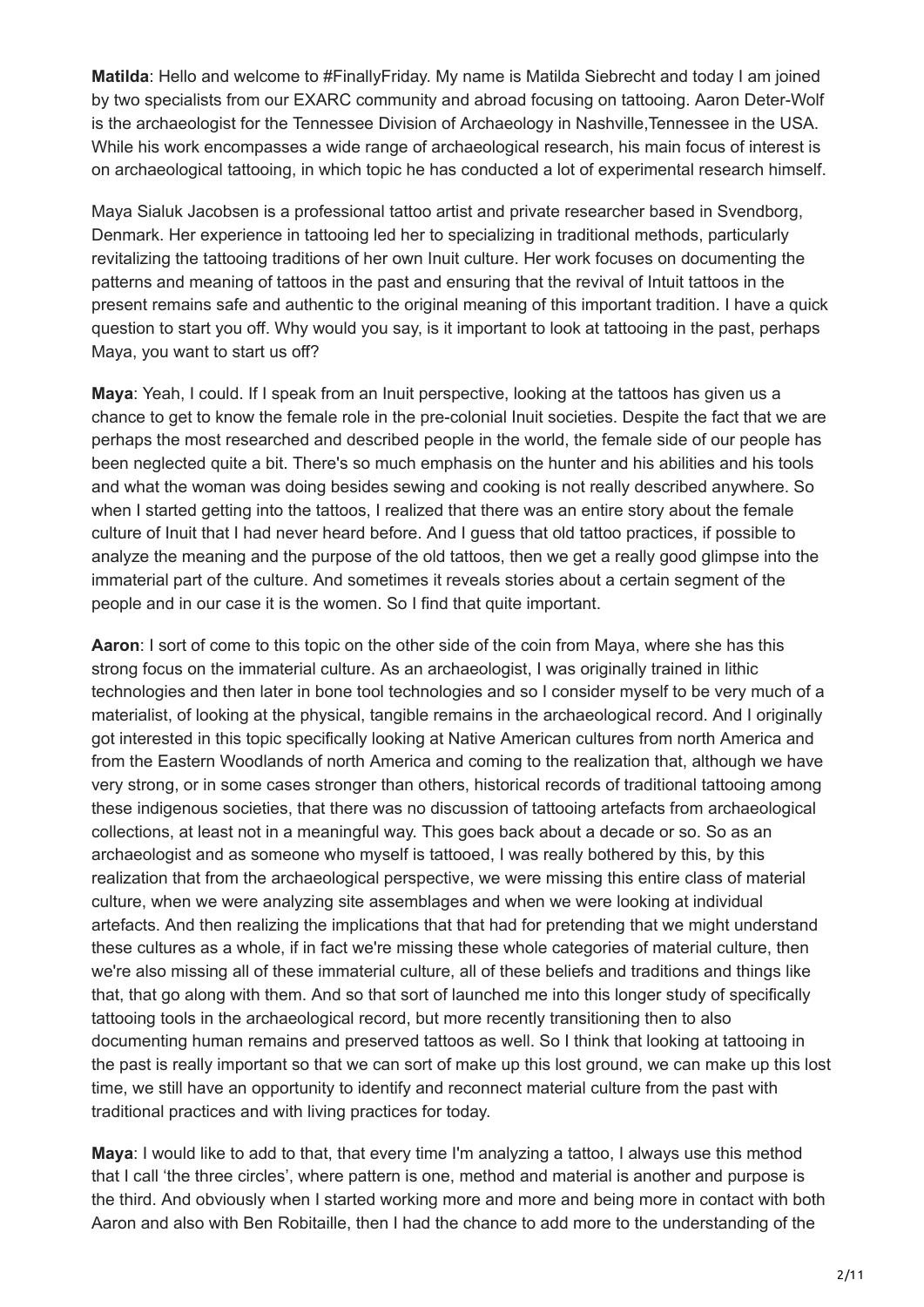**Matilda**: Hello and welcome to #FinallyFriday. My name is Matilda Siebrecht and today I am joined by two specialists from our EXARC community and abroad focusing on tattooing. Aaron Deter-Wolf is the archaeologist for the Tennessee Division of Archaeology in Nashville,Tennessee in the USA. While his work encompasses a wide range of archaeological research, his main focus of interest is on archaeological tattooing, in which topic he has conducted a lot of experimental research himself.

Maya Sialuk Jacobsen is a professional tattoo artist and private researcher based in Svendborg, Denmark. Her experience in tattooing led her to specializing in traditional methods, particularly revitalizing the tattooing traditions of her own Inuit culture. Her work focuses on documenting the patterns and meaning of tattoos in the past and ensuring that the revival of Intuit tattoos in the present remains safe and authentic to the original meaning of this important tradition. I have a quick question to start you off. Why would you say, is it important to look at tattooing in the past, perhaps Maya, you want to start us off?

**Maya**: Yeah, I could. If I speak from an Inuit perspective, looking at the tattoos has given us a chance to get to know the female role in the pre-colonial Inuit societies. Despite the fact that we are perhaps the most researched and described people in the world, the female side of our people has been neglected quite a bit. There's so much emphasis on the hunter and his abilities and his tools and what the woman was doing besides sewing and cooking is not really described anywhere. So when I started getting into the tattoos, I realized that there was an entire story about the female culture of Inuit that I had never heard before. And I guess that old tattoo practices, if possible to analyze the meaning and the purpose of the old tattoos, then we get a really good glimpse into the immaterial part of the culture. And sometimes it reveals stories about a certain segment of the people and in our case it is the women. So I find that quite important.

**Aaron**: I sort of come to this topic on the other side of the coin from Maya, where she has this strong focus on the immaterial culture. As an archaeologist, I was originally trained in lithic technologies and then later in bone tool technologies and so I consider myself to be very much of a materialist, of looking at the physical, tangible remains in the archaeological record. And I originally got interested in this topic specifically looking at Native American cultures from north America and from the Eastern Woodlands of north America and coming to the realization that, although we have very strong, or in some cases stronger than others, historical records of traditional tattooing among these indigenous societies, that there was no discussion of tattooing artefacts from archaeological collections, at least not in a meaningful way. This goes back about a decade or so. So as an archaeologist and as someone who myself is tattooed, I was really bothered by this, by this realization that from the archaeological perspective, we were missing this entire class of material culture, when we were analyzing site assemblages and when we were looking at individual artefacts. And then realizing the implications that that had for pretending that we might understand these cultures as a whole, if in fact we're missing these whole categories of material culture, then we're also missing all of these immaterial culture, all of these beliefs and traditions and things like that, that go along with them. And so that sort of launched me into this longer study of specifically tattooing tools in the archaeological record, but more recently transitioning then to also documenting human remains and preserved tattoos as well. So I think that looking at tattooing in the past is really important so that we can sort of make up this lost ground, we can make up this lost time, we still have an opportunity to identify and reconnect material culture from the past with traditional practices and with living practices for today.

**Maya**: I would like to add to that, that every time I'm analyzing a tattoo, I always use this method that I call 'the three circles', where pattern is one, method and material is another and purpose is the third. And obviously when I started working more and more and being more in contact with both Aaron and also with Ben Robitaille, then I had the chance to add more to the understanding of the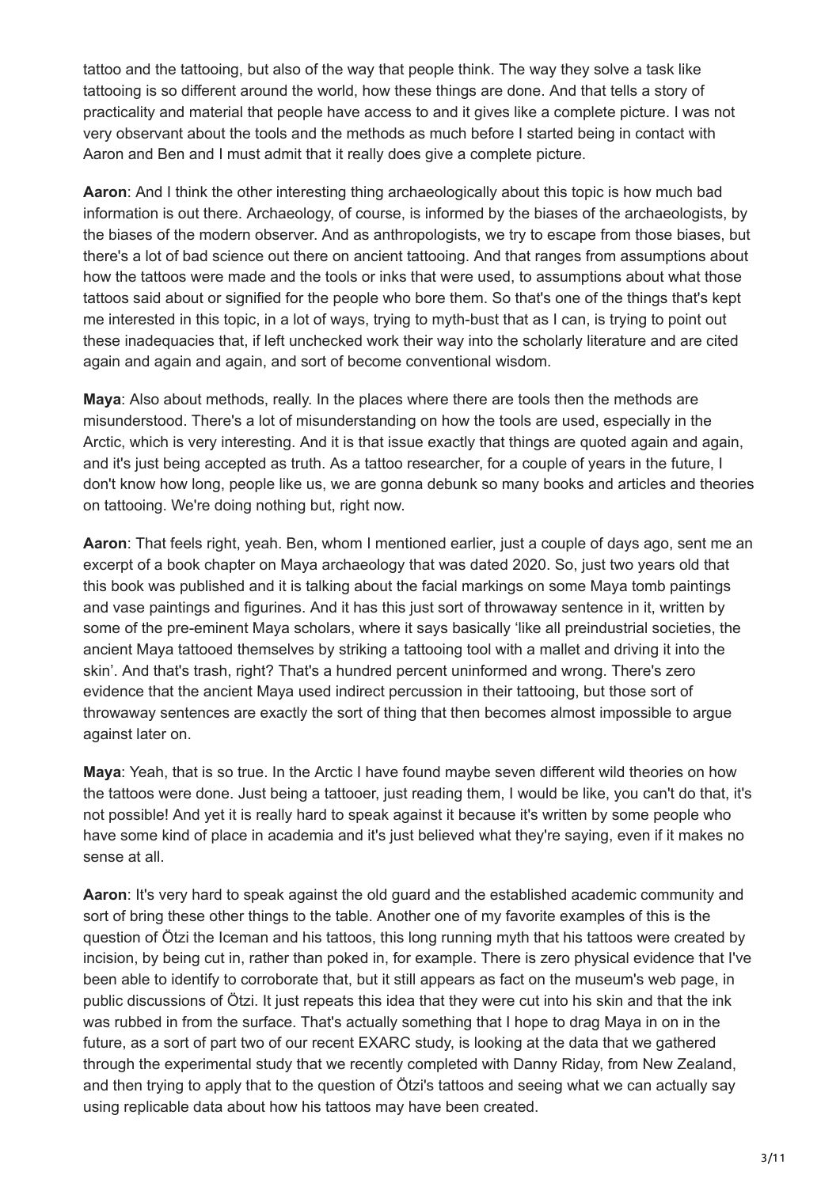tattoo and the tattooing, but also of the way that people think. The way they solve a task like tattooing is so different around the world, how these things are done. And that tells a story of practicality and material that people have access to and it gives like a complete picture. I was not very observant about the tools and the methods as much before I started being in contact with Aaron and Ben and I must admit that it really does give a complete picture.

**Aaron**: And I think the other interesting thing archaeologically about this topic is how much bad information is out there. Archaeology, of course, is informed by the biases of the archaeologists, by the biases of the modern observer. And as anthropologists, we try to escape from those biases, but there's a lot of bad science out there on ancient tattooing. And that ranges from assumptions about how the tattoos were made and the tools or inks that were used, to assumptions about what those tattoos said about or signified for the people who bore them. So that's one of the things that's kept me interested in this topic, in a lot of ways, trying to myth-bust that as I can, is trying to point out these inadequacies that, if left unchecked work their way into the scholarly literature and are cited again and again and again, and sort of become conventional wisdom.

**Maya**: Also about methods, really. In the places where there are tools then the methods are misunderstood. There's a lot of misunderstanding on how the tools are used, especially in the Arctic, which is very interesting. And it is that issue exactly that things are quoted again and again, and it's just being accepted as truth. As a tattoo researcher, for a couple of years in the future, I don't know how long, people like us, we are gonna debunk so many books and articles and theories on tattooing. We're doing nothing but, right now.

**Aaron**: That feels right, yeah. Ben, whom I mentioned earlier, just a couple of days ago, sent me an excerpt of a book chapter on Maya archaeology that was dated 2020. So, just two years old that this book was published and it is talking about the facial markings on some Maya tomb paintings and vase paintings and figurines. And it has this just sort of throwaway sentence in it, written by some of the pre-eminent Maya scholars, where it says basically 'like all preindustrial societies, the ancient Maya tattooed themselves by striking a tattooing tool with a mallet and driving it into the skin'. And that's trash, right? That's a hundred percent uninformed and wrong. There's zero evidence that the ancient Maya used indirect percussion in their tattooing, but those sort of throwaway sentences are exactly the sort of thing that then becomes almost impossible to argue against later on.

**Maya**: Yeah, that is so true. In the Arctic I have found maybe seven different wild theories on how the tattoos were done. Just being a tattooer, just reading them, I would be like, you can't do that, it's not possible! And yet it is really hard to speak against it because it's written by some people who have some kind of place in academia and it's just believed what they're saying, even if it makes no sense at all.

**Aaron**: It's very hard to speak against the old guard and the established academic community and sort of bring these other things to the table. Another one of my favorite examples of this is the question of Ötzi the Iceman and his tattoos, this long running myth that his tattoos were created by incision, by being cut in, rather than poked in, for example. There is zero physical evidence that I've been able to identify to corroborate that, but it still appears as fact on the museum's web page, in public discussions of Ötzi. It just repeats this idea that they were cut into his skin and that the ink was rubbed in from the surface. That's actually something that I hope to drag Maya in on in the future, as a sort of part two of our recent EXARC study, is looking at the data that we gathered through the experimental study that we recently completed with Danny Riday, from New Zealand, and then trying to apply that to the question of Ötzi's tattoos and seeing what we can actually say using replicable data about how his tattoos may have been created.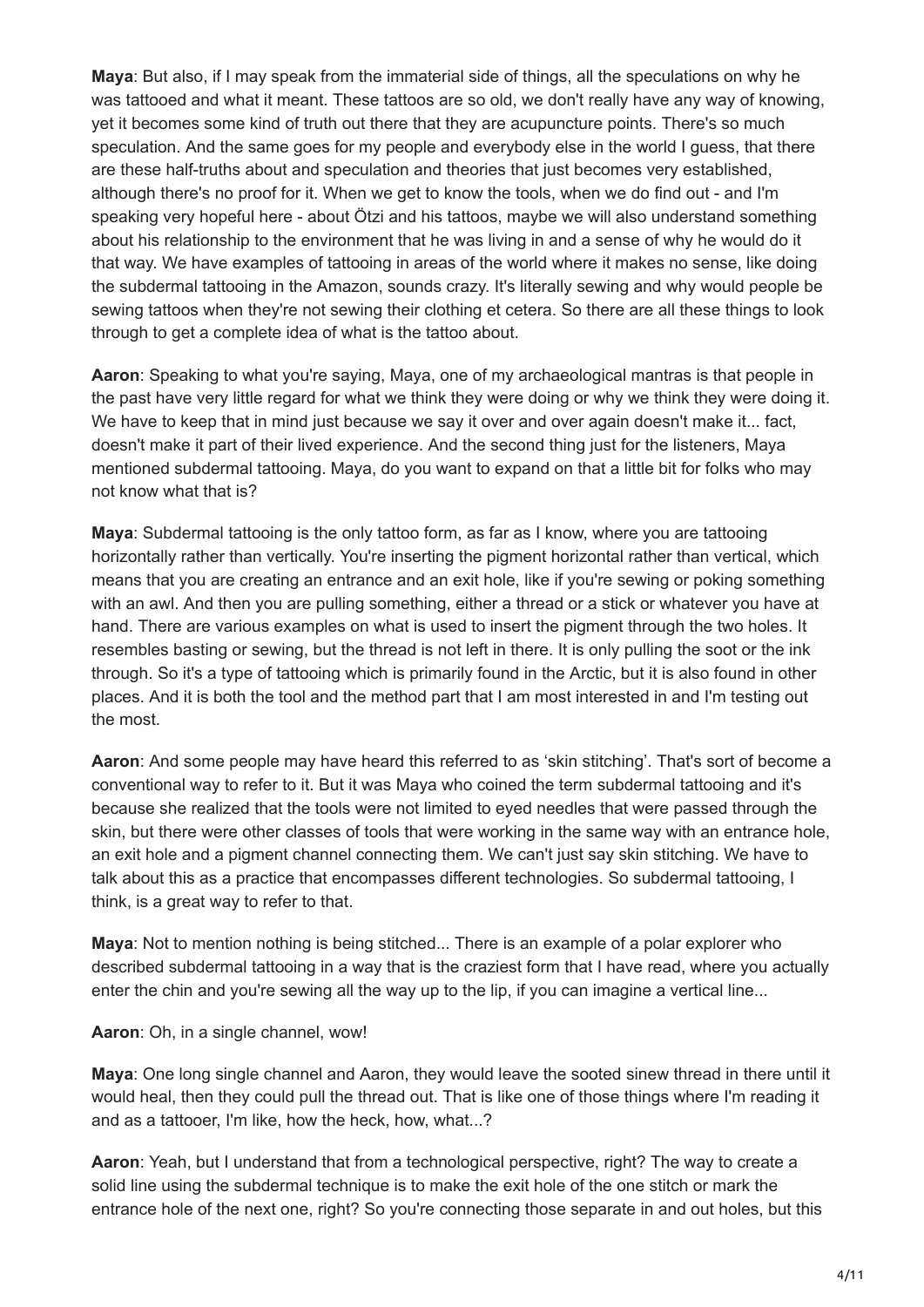**Maya**: But also, if I may speak from the immaterial side of things, all the speculations on why he was tattooed and what it meant. These tattoos are so old, we don't really have any way of knowing, yet it becomes some kind of truth out there that they are acupuncture points. There's so much speculation. And the same goes for my people and everybody else in the world I guess, that there are these half-truths about and speculation and theories that just becomes very established, although there's no proof for it. When we get to know the tools, when we do find out - and I'm speaking very hopeful here - about Ötzi and his tattoos, maybe we will also understand something about his relationship to the environment that he was living in and a sense of why he would do it that way. We have examples of tattooing in areas of the world where it makes no sense, like doing the subdermal tattooing in the Amazon, sounds crazy. It's literally sewing and why would people be sewing tattoos when they're not sewing their clothing et cetera. So there are all these things to look through to get a complete idea of what is the tattoo about.

**Aaron**: Speaking to what you're saying, Maya, one of my archaeological mantras is that people in the past have very little regard for what we think they were doing or why we think they were doing it. We have to keep that in mind just because we say it over and over again doesn't make it... fact, doesn't make it part of their lived experience. And the second thing just for the listeners, Maya mentioned subdermal tattooing. Maya, do you want to expand on that a little bit for folks who may not know what that is?

**Maya**: Subdermal tattooing is the only tattoo form, as far as I know, where you are tattooing horizontally rather than vertically. You're inserting the pigment horizontal rather than vertical, which means that you are creating an entrance and an exit hole, like if you're sewing or poking something with an awl. And then you are pulling something, either a thread or a stick or whatever you have at hand. There are various examples on what is used to insert the pigment through the two holes. It resembles basting or sewing, but the thread is not left in there. It is only pulling the soot or the ink through. So it's a type of tattooing which is primarily found in the Arctic, but it is also found in other places. And it is both the tool and the method part that I am most interested in and I'm testing out the most.

**Aaron**: And some people may have heard this referred to as 'skin stitching'. That's sort of become a conventional way to refer to it. But it was Maya who coined the term subdermal tattooing and it's because she realized that the tools were not limited to eyed needles that were passed through the skin, but there were other classes of tools that were working in the same way with an entrance hole, an exit hole and a pigment channel connecting them. We can't just say skin stitching. We have to talk about this as a practice that encompasses different technologies. So subdermal tattooing, I think, is a great way to refer to that.

**Maya**: Not to mention nothing is being stitched... There is an example of a polar explorer who described subdermal tattooing in a way that is the craziest form that I have read, where you actually enter the chin and you're sewing all the way up to the lip, if you can imagine a vertical line...

**Aaron**: Oh, in a single channel, wow!

**Maya**: One long single channel and Aaron, they would leave the sooted sinew thread in there until it would heal, then they could pull the thread out. That is like one of those things where I'm reading it and as a tattooer, I'm like, how the heck, how, what...?

**Aaron**: Yeah, but I understand that from a technological perspective, right? The way to create a solid line using the subdermal technique is to make the exit hole of the one stitch or mark the entrance hole of the next one, right? So you're connecting those separate in and out holes, but this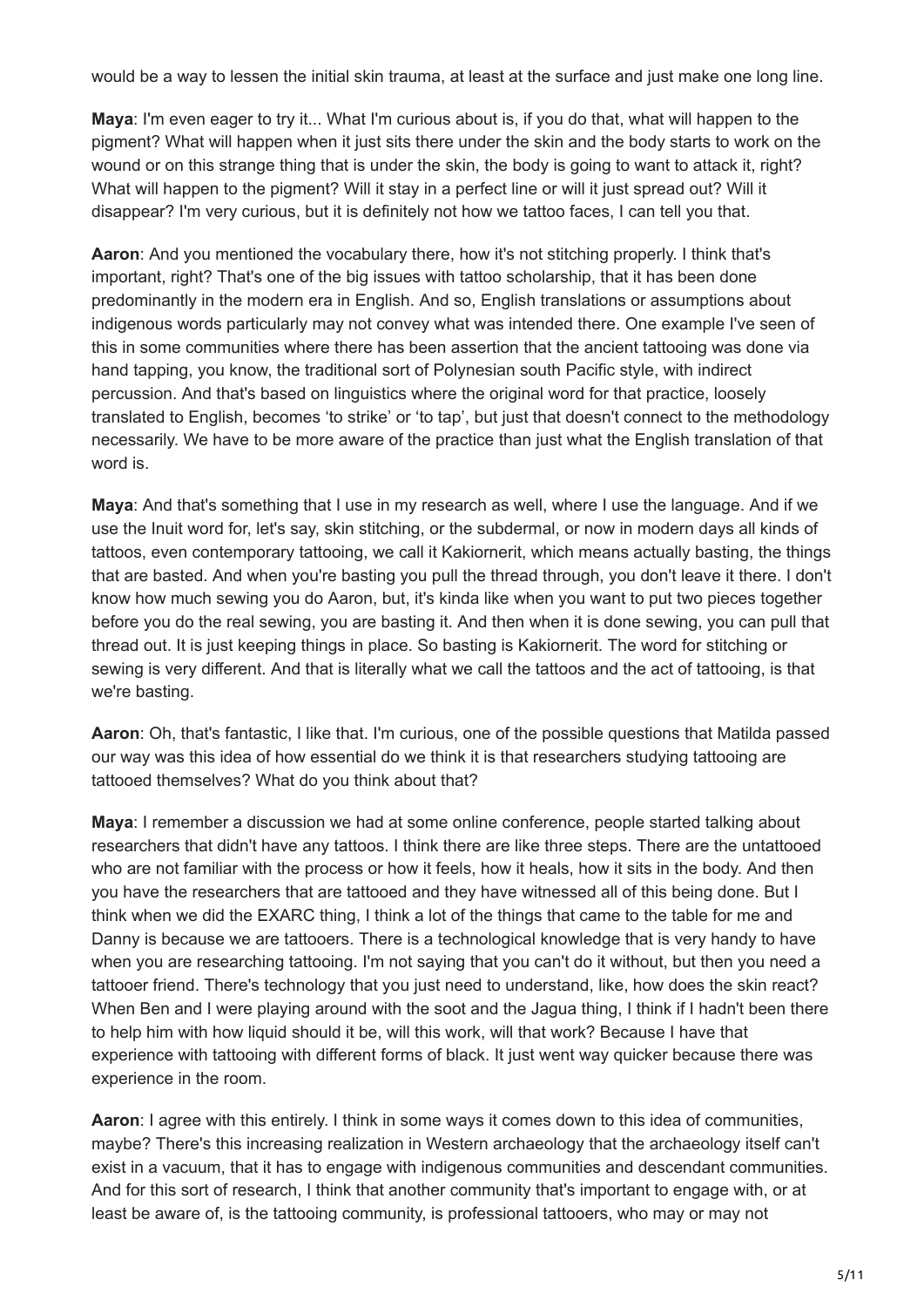would be a way to lessen the initial skin trauma, at least at the surface and just make one long line.

**Maya**: I'm even eager to try it... What I'm curious about is, if you do that, what will happen to the pigment? What will happen when it just sits there under the skin and the body starts to work on the wound or on this strange thing that is under the skin, the body is going to want to attack it, right? What will happen to the pigment? Will it stay in a perfect line or will it just spread out? Will it disappear? I'm very curious, but it is definitely not how we tattoo faces, I can tell you that.

**Aaron**: And you mentioned the vocabulary there, how it's not stitching properly. I think that's important, right? That's one of the big issues with tattoo scholarship, that it has been done predominantly in the modern era in English. And so, English translations or assumptions about indigenous words particularly may not convey what was intended there. One example I've seen of this in some communities where there has been assertion that the ancient tattooing was done via hand tapping, you know, the traditional sort of Polynesian south Pacific style, with indirect percussion. And that's based on linguistics where the original word for that practice, loosely translated to English, becomes 'to strike' or 'to tap', but just that doesn't connect to the methodology necessarily. We have to be more aware of the practice than just what the English translation of that word is.

**Maya**: And that's something that I use in my research as well, where I use the language. And if we use the Inuit word for, let's say, skin stitching, or the subdermal, or now in modern days all kinds of tattoos, even contemporary tattooing, we call it Kakiornerit, which means actually basting, the things that are basted. And when you're basting you pull the thread through, you don't leave it there. I don't know how much sewing you do Aaron, but, it's kinda like when you want to put two pieces together before you do the real sewing, you are basting it. And then when it is done sewing, you can pull that thread out. It is just keeping things in place. So basting is Kakiornerit. The word for stitching or sewing is very different. And that is literally what we call the tattoos and the act of tattooing, is that we're basting.

**Aaron**: Oh, that's fantastic, I like that. I'm curious, one of the possible questions that Matilda passed our way was this idea of how essential do we think it is that researchers studying tattooing are tattooed themselves? What do you think about that?

**Maya**: I remember a discussion we had at some online conference, people started talking about researchers that didn't have any tattoos. I think there are like three steps. There are the untattooed who are not familiar with the process or how it feels, how it heals, how it sits in the body. And then you have the researchers that are tattooed and they have witnessed all of this being done. But I think when we did the EXARC thing, I think a lot of the things that came to the table for me and Danny is because we are tattooers. There is a technological knowledge that is very handy to have when you are researching tattooing. I'm not saying that you can't do it without, but then you need a tattooer friend. There's technology that you just need to understand, like, how does the skin react? When Ben and I were playing around with the soot and the Jagua thing, I think if I hadn't been there to help him with how liquid should it be, will this work, will that work? Because I have that experience with tattooing with different forms of black. It just went way quicker because there was experience in the room.

**Aaron**: I agree with this entirely. I think in some ways it comes down to this idea of communities, maybe? There's this increasing realization in Western archaeology that the archaeology itself can't exist in a vacuum, that it has to engage with indigenous communities and descendant communities. And for this sort of research, I think that another community that's important to engage with, or at least be aware of, is the tattooing community, is professional tattooers, who may or may not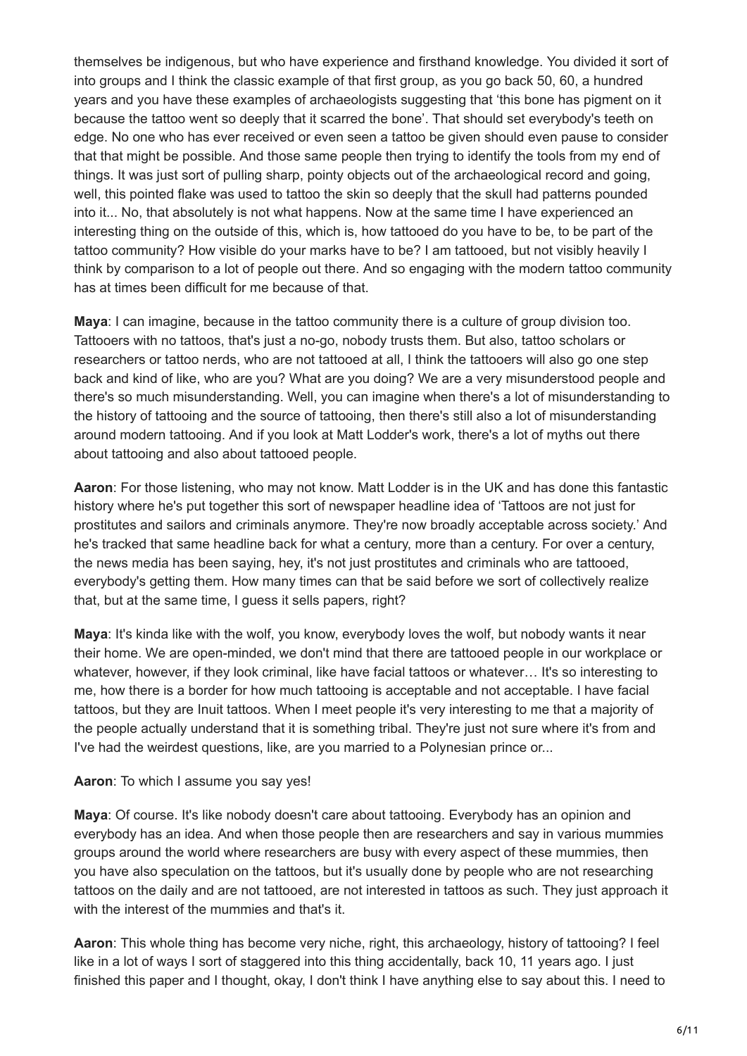themselves be indigenous, but who have experience and firsthand knowledge. You divided it sort of into groups and I think the classic example of that first group, as you go back 50, 60, a hundred years and you have these examples of archaeologists suggesting that 'this bone has pigment on it because the tattoo went so deeply that it scarred the bone'. That should set everybody's teeth on edge. No one who has ever received or even seen a tattoo be given should even pause to consider that that might be possible. And those same people then trying to identify the tools from my end of things. It was just sort of pulling sharp, pointy objects out of the archaeological record and going, well, this pointed flake was used to tattoo the skin so deeply that the skull had patterns pounded into it... No, that absolutely is not what happens. Now at the same time I have experienced an interesting thing on the outside of this, which is, how tattooed do you have to be, to be part of the tattoo community? How visible do your marks have to be? I am tattooed, but not visibly heavily I think by comparison to a lot of people out there. And so engaging with the modern tattoo community has at times been difficult for me because of that.

**Maya**: I can imagine, because in the tattoo community there is a culture of group division too. Tattooers with no tattoos, that's just a no-go, nobody trusts them. But also, tattoo scholars or researchers or tattoo nerds, who are not tattooed at all, I think the tattooers will also go one step back and kind of like, who are you? What are you doing? We are a very misunderstood people and there's so much misunderstanding. Well, you can imagine when there's a lot of misunderstanding to the history of tattooing and the source of tattooing, then there's still also a lot of misunderstanding around modern tattooing. And if you look at Matt Lodder's work, there's a lot of myths out there about tattooing and also about tattooed people.

**Aaron**: For those listening, who may not know. Matt Lodder is in the UK and has done this fantastic history where he's put together this sort of newspaper headline idea of 'Tattoos are not just for prostitutes and sailors and criminals anymore. They're now broadly acceptable across society.' And he's tracked that same headline back for what a century, more than a century. For over a century, the news media has been saying, hey, it's not just prostitutes and criminals who are tattooed, everybody's getting them. How many times can that be said before we sort of collectively realize that, but at the same time, I guess it sells papers, right?

**Maya**: It's kinda like with the wolf, you know, everybody loves the wolf, but nobody wants it near their home. We are open-minded, we don't mind that there are tattooed people in our workplace or whatever, however, if they look criminal, like have facial tattoos or whatever… It's so interesting to me, how there is a border for how much tattooing is acceptable and not acceptable. I have facial tattoos, but they are Inuit tattoos. When I meet people it's very interesting to me that a majority of the people actually understand that it is something tribal. They're just not sure where it's from and I've had the weirdest questions, like, are you married to a Polynesian prince or...

**Aaron**: To which I assume you say yes!

**Maya**: Of course. It's like nobody doesn't care about tattooing. Everybody has an opinion and everybody has an idea. And when those people then are researchers and say in various mummies groups around the world where researchers are busy with every aspect of these mummies, then you have also speculation on the tattoos, but it's usually done by people who are not researching tattoos on the daily and are not tattooed, are not interested in tattoos as such. They just approach it with the interest of the mummies and that's it.

**Aaron**: This whole thing has become very niche, right, this archaeology, history of tattooing? I feel like in a lot of ways I sort of staggered into this thing accidentally, back 10, 11 years ago. I just finished this paper and I thought, okay, I don't think I have anything else to say about this. I need to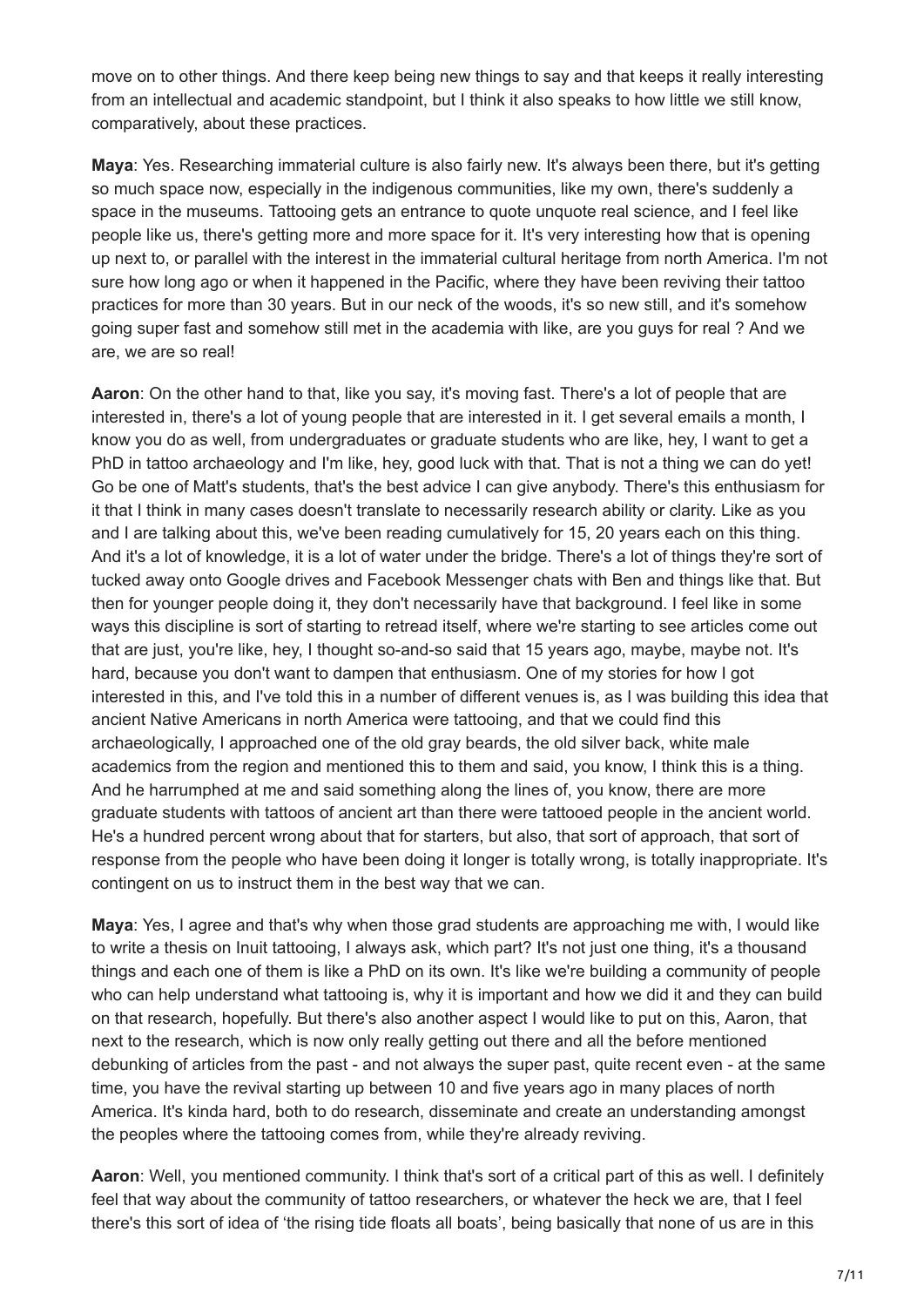move on to other things. And there keep being new things to say and that keeps it really interesting from an intellectual and academic standpoint, but I think it also speaks to how little we still know, comparatively, about these practices.

**Maya**: Yes. Researching immaterial culture is also fairly new. It's always been there, but it's getting so much space now, especially in the indigenous communities, like my own, there's suddenly a space in the museums. Tattooing gets an entrance to quote unquote real science, and I feel like people like us, there's getting more and more space for it. It's very interesting how that is opening up next to, or parallel with the interest in the immaterial cultural heritage from north America. I'm not sure how long ago or when it happened in the Pacific, where they have been reviving their tattoo practices for more than 30 years. But in our neck of the woods, it's so new still, and it's somehow going super fast and somehow still met in the academia with like, are you guys for real ? And we are, we are so real!

**Aaron**: On the other hand to that, like you say, it's moving fast. There's a lot of people that are interested in, there's a lot of young people that are interested in it. I get several emails a month, I know you do as well, from undergraduates or graduate students who are like, hey, I want to get a PhD in tattoo archaeology and I'm like, hey, good luck with that. That is not a thing we can do yet! Go be one of Matt's students, that's the best advice I can give anybody. There's this enthusiasm for it that I think in many cases doesn't translate to necessarily research ability or clarity. Like as you and I are talking about this, we've been reading cumulatively for 15, 20 years each on this thing. And it's a lot of knowledge, it is a lot of water under the bridge. There's a lot of things they're sort of tucked away onto Google drives and Facebook Messenger chats with Ben and things like that. But then for younger people doing it, they don't necessarily have that background. I feel like in some ways this discipline is sort of starting to retread itself, where we're starting to see articles come out that are just, you're like, hey, I thought so-and-so said that 15 years ago, maybe, maybe not. It's hard, because you don't want to dampen that enthusiasm. One of my stories for how I got interested in this, and I've told this in a number of different venues is, as I was building this idea that ancient Native Americans in north America were tattooing, and that we could find this archaeologically, I approached one of the old gray beards, the old silver back, white male academics from the region and mentioned this to them and said, you know, I think this is a thing. And he harrumphed at me and said something along the lines of, you know, there are more graduate students with tattoos of ancient art than there were tattooed people in the ancient world. He's a hundred percent wrong about that for starters, but also, that sort of approach, that sort of response from the people who have been doing it longer is totally wrong, is totally inappropriate. It's contingent on us to instruct them in the best way that we can.

**Maya**: Yes, I agree and that's why when those grad students are approaching me with, I would like to write a thesis on Inuit tattooing, I always ask, which part? It's not just one thing, it's a thousand things and each one of them is like a PhD on its own. It's like we're building a community of people who can help understand what tattooing is, why it is important and how we did it and they can build on that research, hopefully. But there's also another aspect I would like to put on this, Aaron, that next to the research, which is now only really getting out there and all the before mentioned debunking of articles from the past - and not always the super past, quite recent even - at the same time, you have the revival starting up between 10 and five years ago in many places of north America. It's kinda hard, both to do research, disseminate and create an understanding amongst the peoples where the tattooing comes from, while they're already reviving.

**Aaron**: Well, you mentioned community. I think that's sort of a critical part of this as well. I definitely feel that way about the community of tattoo researchers, or whatever the heck we are, that I feel there's this sort of idea of 'the rising tide floats all boats', being basically that none of us are in this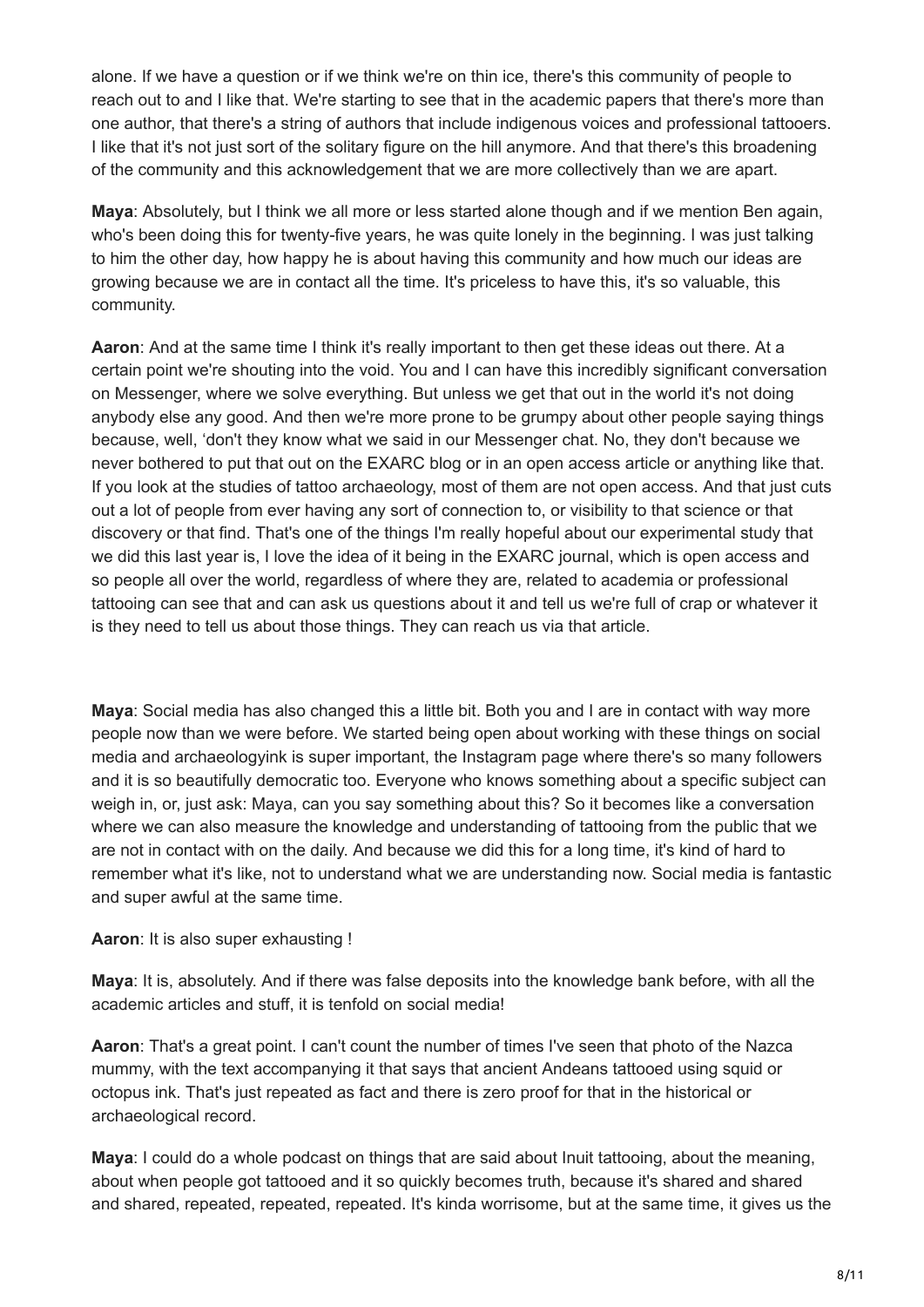alone. If we have a question or if we think we're on thin ice, there's this community of people to reach out to and I like that. We're starting to see that in the academic papers that there's more than one author, that there's a string of authors that include indigenous voices and professional tattooers. I like that it's not just sort of the solitary figure on the hill anymore. And that there's this broadening of the community and this acknowledgement that we are more collectively than we are apart.

**Maya**: Absolutely, but I think we all more or less started alone though and if we mention Ben again, who's been doing this for twenty-five years, he was quite lonely in the beginning. I was just talking to him the other day, how happy he is about having this community and how much our ideas are growing because we are in contact all the time. It's priceless to have this, it's so valuable, this community.

**Aaron**: And at the same time I think it's really important to then get these ideas out there. At a certain point we're shouting into the void. You and I can have this incredibly significant conversation on Messenger, where we solve everything. But unless we get that out in the world it's not doing anybody else any good. And then we're more prone to be grumpy about other people saying things because, well, 'don't they know what we said in our Messenger chat. No, they don't because we never bothered to put that out on the EXARC blog or in an open access article or anything like that. If you look at the studies of tattoo archaeology, most of them are not open access. And that just cuts out a lot of people from ever having any sort of connection to, or visibility to that science or that discovery or that find. That's one of the things I'm really hopeful about our experimental study that we did this last year is, I love the idea of it being in the EXARC journal, which is open access and so people all over the world, regardless of where they are, related to academia or professional tattooing can see that and can ask us questions about it and tell us we're full of crap or whatever it is they need to tell us about those things. They can reach us via that article.

**Maya**: Social media has also changed this a little bit. Both you and I are in contact with way more people now than we were before. We started being open about working with these things on social media and archaeologyink is super important, the Instagram page where there's so many followers and it is so beautifully democratic too. Everyone who knows something about a specific subject can weigh in, or, just ask: Maya, can you say something about this? So it becomes like a conversation where we can also measure the knowledge and understanding of tattooing from the public that we are not in contact with on the daily. And because we did this for a long time, it's kind of hard to remember what it's like, not to understand what we are understanding now. Social media is fantastic and super awful at the same time.

**Aaron**: It is also super exhausting !

**Maya**: It is, absolutely. And if there was false deposits into the knowledge bank before, with all the academic articles and stuff, it is tenfold on social media!

**Aaron**: That's a great point. I can't count the number of times I've seen that photo of the Nazca mummy, with the text accompanying it that says that ancient Andeans tattooed using squid or octopus ink. That's just repeated as fact and there is zero proof for that in the historical or archaeological record.

**Maya**: I could do a whole podcast on things that are said about Inuit tattooing, about the meaning, about when people got tattooed and it so quickly becomes truth, because it's shared and shared and shared, repeated, repeated, repeated. It's kinda worrisome, but at the same time, it gives us the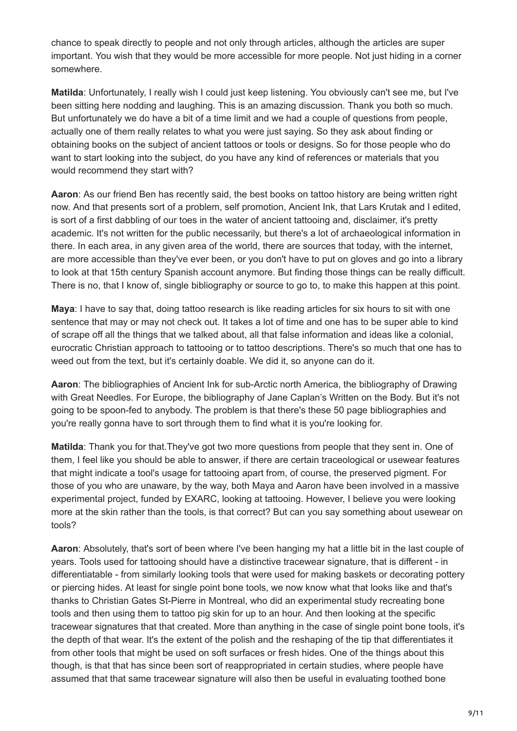chance to speak directly to people and not only through articles, although the articles are super important. You wish that they would be more accessible for more people. Not just hiding in a corner somewhere.

**Matilda**: Unfortunately, I really wish I could just keep listening. You obviously can't see me, but I've been sitting here nodding and laughing. This is an amazing discussion. Thank you both so much. But unfortunately we do have a bit of a time limit and we had a couple of questions from people, actually one of them really relates to what you were just saying. So they ask about finding or obtaining books on the subject of ancient tattoos or tools or designs. So for those people who do want to start looking into the subject, do you have any kind of references or materials that you would recommend they start with?

**Aaron**: As our friend Ben has recently said, the best books on tattoo history are being written right now. And that presents sort of a problem, self promotion, Ancient Ink, that Lars Krutak and I edited, is sort of a first dabbling of our toes in the water of ancient tattooing and, disclaimer, it's pretty academic. It's not written for the public necessarily, but there's a lot of archaeological information in there. In each area, in any given area of the world, there are sources that today, with the internet, are more accessible than they've ever been, or you don't have to put on gloves and go into a library to look at that 15th century Spanish account anymore. But finding those things can be really difficult. There is no, that I know of, single bibliography or source to go to, to make this happen at this point.

**Maya**: I have to say that, doing tattoo research is like reading articles for six hours to sit with one sentence that may or may not check out. It takes a lot of time and one has to be super able to kind of scrape off all the things that we talked about, all that false information and ideas like a colonial, eurocratic Christian approach to tattooing or to tattoo descriptions. There's so much that one has to weed out from the text, but it's certainly doable. We did it, so anyone can do it.

**Aaron**: The bibliographies of Ancient Ink for sub-Arctic north America, the bibliography of Drawing with Great Needles. For Europe, the bibliography of Jane Caplan's Written on the Body. But it's not going to be spoon-fed to anybody. The problem is that there's these 50 page bibliographies and you're really gonna have to sort through them to find what it is you're looking for.

**Matilda**: Thank you for that.They've got two more questions from people that they sent in. One of them, I feel like you should be able to answer, if there are certain traceological or usewear features that might indicate a tool's usage for tattooing apart from, of course, the preserved pigment. For those of you who are unaware, by the way, both Maya and Aaron have been involved in a massive experimental project, funded by EXARC, looking at tattooing. However, I believe you were looking more at the skin rather than the tools, is that correct? But can you say something about usewear on tools?

**Aaron**: Absolutely, that's sort of been where I've been hanging my hat a little bit in the last couple of years. Tools used for tattooing should have a distinctive tracewear signature, that is different - in differentiatable - from similarly looking tools that were used for making baskets or decorating pottery or piercing hides. At least for single point bone tools, we now know what that looks like and that's thanks to Christian Gates St-Pierre in Montreal, who did an experimental study recreating bone tools and then using them to tattoo pig skin for up to an hour. And then looking at the specific tracewear signatures that that created. More than anything in the case of single point bone tools, it's the depth of that wear. It's the extent of the polish and the reshaping of the tip that differentiates it from other tools that might be used on soft surfaces or fresh hides. One of the things about this though, is that that has since been sort of reappropriated in certain studies, where people have assumed that that same tracewear signature will also then be useful in evaluating toothed bone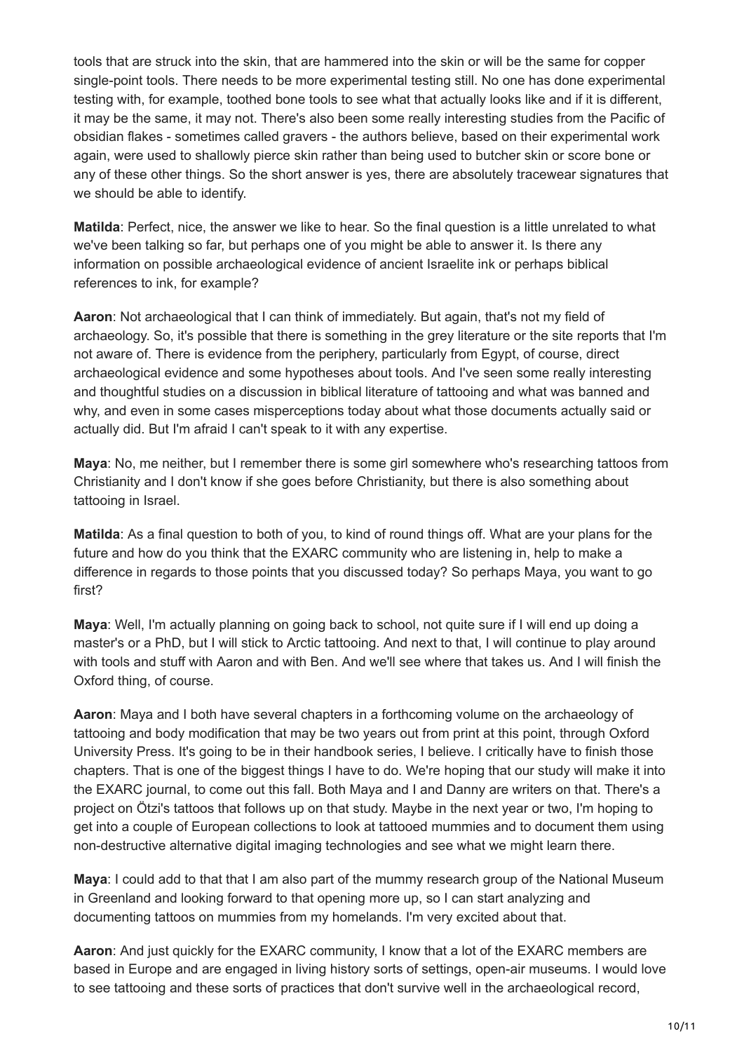tools that are struck into the skin, that are hammered into the skin or will be the same for copper single-point tools. There needs to be more experimental testing still. No one has done experimental testing with, for example, toothed bone tools to see what that actually looks like and if it is different, it may be the same, it may not. There's also been some really interesting studies from the Pacific of obsidian flakes - sometimes called gravers - the authors believe, based on their experimental work again, were used to shallowly pierce skin rather than being used to butcher skin or score bone or any of these other things. So the short answer is yes, there are absolutely tracewear signatures that we should be able to identify.

**Matilda**: Perfect, nice, the answer we like to hear. So the final question is a little unrelated to what we've been talking so far, but perhaps one of you might be able to answer it. Is there any information on possible archaeological evidence of ancient Israelite ink or perhaps biblical references to ink, for example?

**Aaron**: Not archaeological that I can think of immediately. But again, that's not my field of archaeology. So, it's possible that there is something in the grey literature or the site reports that I'm not aware of. There is evidence from the periphery, particularly from Egypt, of course, direct archaeological evidence and some hypotheses about tools. And I've seen some really interesting and thoughtful studies on a discussion in biblical literature of tattooing and what was banned and why, and even in some cases misperceptions today about what those documents actually said or actually did. But I'm afraid I can't speak to it with any expertise.

**Maya**: No, me neither, but I remember there is some girl somewhere who's researching tattoos from Christianity and I don't know if she goes before Christianity, but there is also something about tattooing in Israel.

**Matilda**: As a final question to both of you, to kind of round things off. What are your plans for the future and how do you think that the EXARC community who are listening in, help to make a difference in regards to those points that you discussed today? So perhaps Maya, you want to go first?

**Maya**: Well, I'm actually planning on going back to school, not quite sure if I will end up doing a master's or a PhD, but I will stick to Arctic tattooing. And next to that, I will continue to play around with tools and stuff with Aaron and with Ben. And we'll see where that takes us. And I will finish the Oxford thing, of course.

**Aaron**: Maya and I both have several chapters in a forthcoming volume on the archaeology of tattooing and body modification that may be two years out from print at this point, through Oxford University Press. It's going to be in their handbook series, I believe. I critically have to finish those chapters. That is one of the biggest things I have to do. We're hoping that our study will make it into the EXARC journal, to come out this fall. Both Maya and I and Danny are writers on that. There's a project on Ötzi's tattoos that follows up on that study. Maybe in the next year or two, I'm hoping to get into a couple of European collections to look at tattooed mummies and to document them using non-destructive alternative digital imaging technologies and see what we might learn there.

**Maya**: I could add to that that I am also part of the mummy research group of the National Museum in Greenland and looking forward to that opening more up, so I can start analyzing and documenting tattoos on mummies from my homelands. I'm very excited about that.

**Aaron**: And just quickly for the EXARC community, I know that a lot of the EXARC members are based in Europe and are engaged in living history sorts of settings, open-air museums. I would love to see tattooing and these sorts of practices that don't survive well in the archaeological record,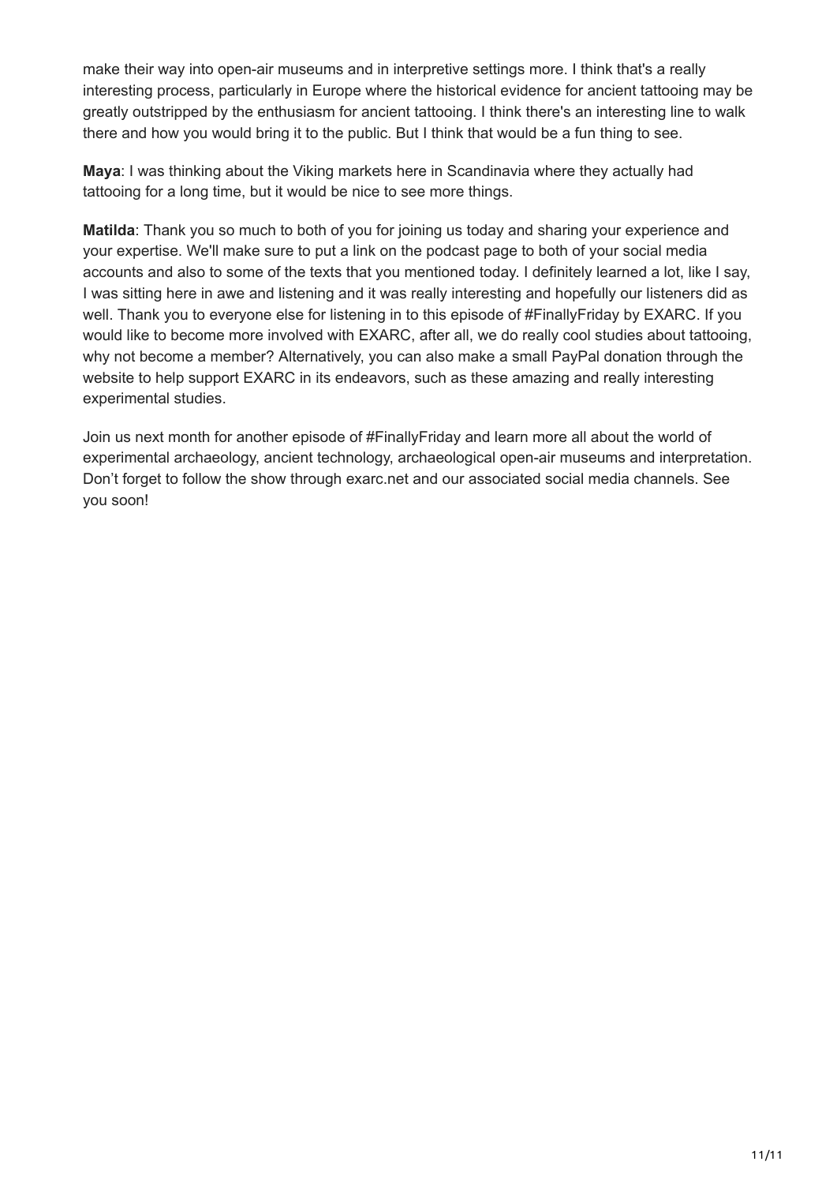make their way into open-air museums and in interpretive settings more. I think that's a really interesting process, particularly in Europe where the historical evidence for ancient tattooing may be greatly outstripped by the enthusiasm for ancient tattooing. I think there's an interesting line to walk there and how you would bring it to the public. But I think that would be a fun thing to see.

**Maya**: I was thinking about the Viking markets here in Scandinavia where they actually had tattooing for a long time, but it would be nice to see more things.

**Matilda**: Thank you so much to both of you for joining us today and sharing your experience and your expertise. We'll make sure to put a link on the podcast page to both of your social media accounts and also to some of the texts that you mentioned today. I definitely learned a lot, like I say, I was sitting here in awe and listening and it was really interesting and hopefully our listeners did as well. Thank you to everyone else for listening in to this episode of #FinallyFriday by EXARC. If you would like to become more involved with EXARC, after all, we do really cool studies about tattooing, why not become a member? Alternatively, you can also make a small PayPal donation through the website to help support EXARC in its endeavors, such as these amazing and really interesting experimental studies.

Join us next month for another episode of #FinallyFriday and learn more all about the world of experimental archaeology, ancient technology, archaeological open-air museums and interpretation. Don't forget to follow the show through exarc.net and our associated social media channels. See you soon!